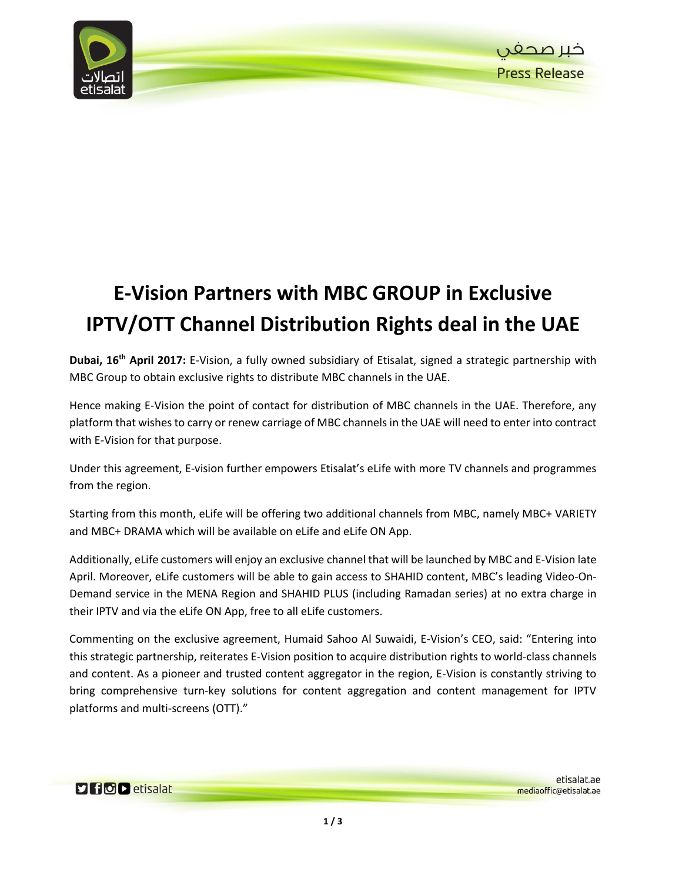# E-Vision Partners with MBC GROUP in Exclusive IPTV/OTT Channel Distribution Rights deal in the UAE

**Dubai, 16th April 2017:** E-Vision, a fully owned subsidiary of Etisalat, signed a strategic partnership with MBC Group to obtain exclusive rights to distribute MBC channels in the UAE.

Hence making E-Vision the point of contact for distribution of MBC channels in the UAE. Therefore, any platform that wishes to carry or renew carriage of MBC channels in the UAE will need to enter into contract with E-Vision for that purpose.

Under this agreement, E-vision further empowers Etisalat's eLife with more TV channels and programmes from the region.

Starting from this month, eLife will be offering two additional channels from MBC, namely MBC+ VARIETY and MBC+ DRAMA which will be available on eLife and eLife ON App.

Additionally, eLife customers will enjoy an exclusive channel that will be launched by MBC and E-Vision late April. Moreover, eLife customers will be able to gain access to SHAHID content, MBC's leading Video-On-Demand service in the MENA Region and SHAHID PLUS (including Ramadan series) at no extra charge in their IPTV and via the eLife ON App, free to all eLife customers.

Commenting on the exclusive agreement, Humaid Sahoo Al Suwaidi, E-Vision's CEO, said: "Entering into this strategic partnership, reiterates E-Vision position to acquire distribution rights to world-class channels and content. As a pioneer and trusted content aggregator in the region, E-Vision is constantly striving to bring comprehensive turn-key solutions for content aggregation and content management for IPTV platforms and multi-screens (OTT)."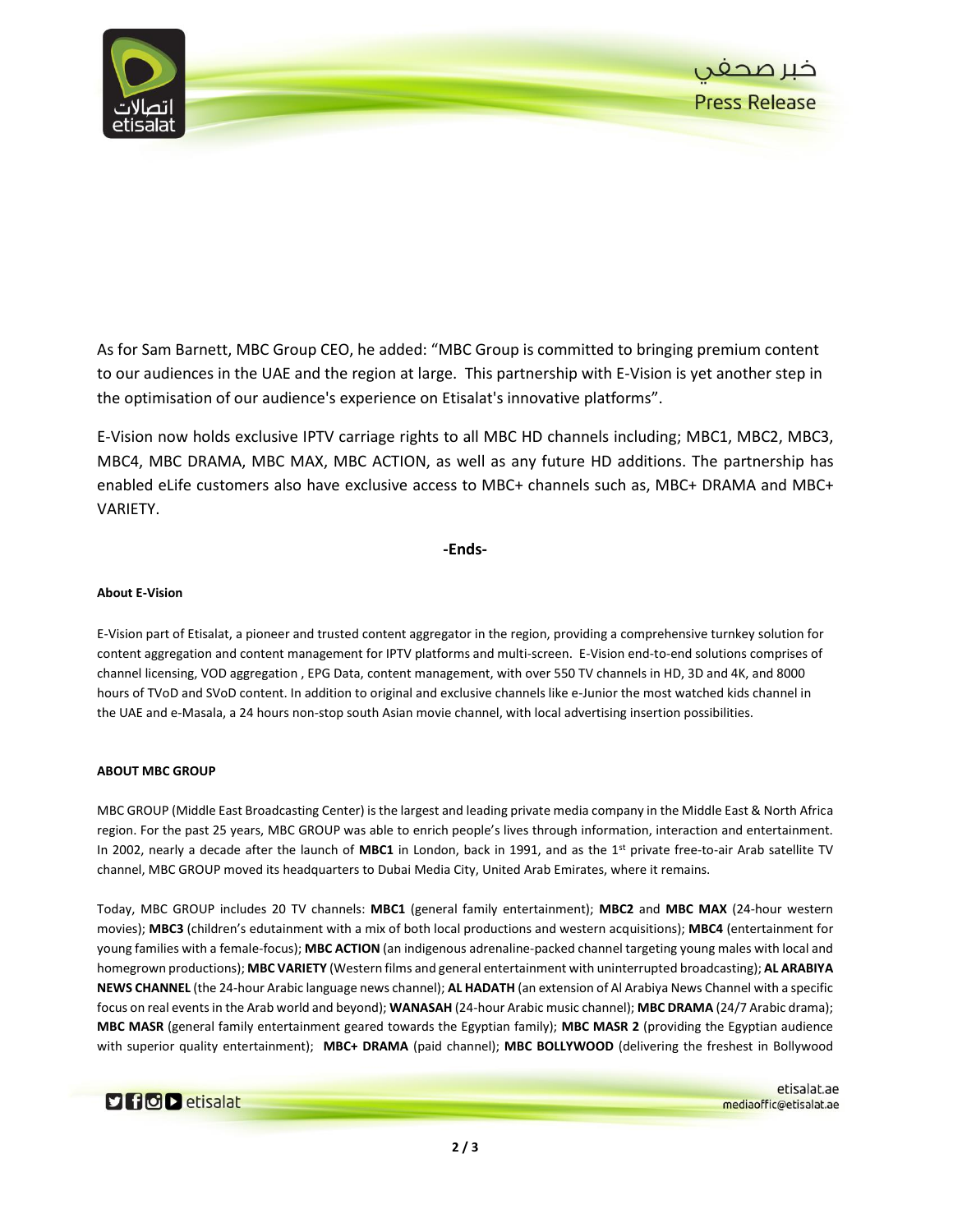As for Sam Barnett, MBC Group CEO, he added: "MBC Group is committed to bringing premium content to our audiences in the UAE and the region at large. This partnership with E-Vision is yet another step in the optimisation of our audience's experience on Etisalat's innovative platforms".

E-Vision now holds exclusive IPTV carriage rights to all MBC HD channels including; MBC1, MBC2, MBC3, MBC4, MBC DRAMA, MBC MAX, MBC ACTION, as well as any future HD additions. The partnership has enabled eLife customers also have exclusive access to MBC+ channels such as, MBC+ DRAMA and MBC+ VARIETY.

**-Ends-**

**About E-Vision**

E-Vision part of Etisalat, a pioneer and trusted content aggregator in the region, providing a comprehensive turnkey solution for content aggregation and content management for IPTV platforms and multi-screen. E-Vision end-to-end solutions comprises of channel licensing, VOD aggregation , EPG Data, content management, with over 550 TV channels in HD, 3D and 4K, and 8000 hours of TVoD and SVoD content. In addition to original and exclusive channels like e-Junior the most watched kids channel in the UAE and e-Masala, a 24 hours non-stop south Asian movie channel, with local advertising insertion possibilities.

**ABOUT MBC GROUP**

MBC GROUP (Middle East Broadcasting Center) is the largest and leading private media company in the Middle East & North Africa region. For the past 25 years, MBC GROUP was able to enrich people's lives through information, interaction and entertainment. In 2002, nearly a decade after the launch of **MBC1** in London, back in 1991, and as the 1st private free-to-air Arab satellite TV channel, MBC GROUP moved its headquarters to Dubai Media City, United Arab Emirates, where it remains.

Today, MBC GROUP includes 20 TV channels: **MBC1** (general family entertainment); **MBC2** and **MBC MAX** (24-hour western movies); **MBC3** (children's edutainment with a mix of both local productions and western acquisitions); **MBC4** (entertainment for young families with a female-focus); **MBC ACTION** (an indigenous adrenaline-packed channel targeting young males with local and homegrown productions); **MBC VARIETY** (Western films and general entertainment with uninterrupted broadcasting); **AL ARABIYA NEWS CHANNEL** (the 24-hour Arabic language news channel); **AL HADATH** (an extension of Al Arabiya News Channel with a specific focus on real events in the Arab world and beyond); **WANASAH** (24-hour Arabic music channel); **MBC DRAMA** (24/7 Arabic drama); **MBC MASR** (general family entertainment geared towards the Egyptian family); **MBC MASR 2** (providing the Egyptian audience with superior quality entertainment); **MBC+ DRAMA** (paid channel); **MBC BOLLYWOOD** (delivering the freshest in Bollywood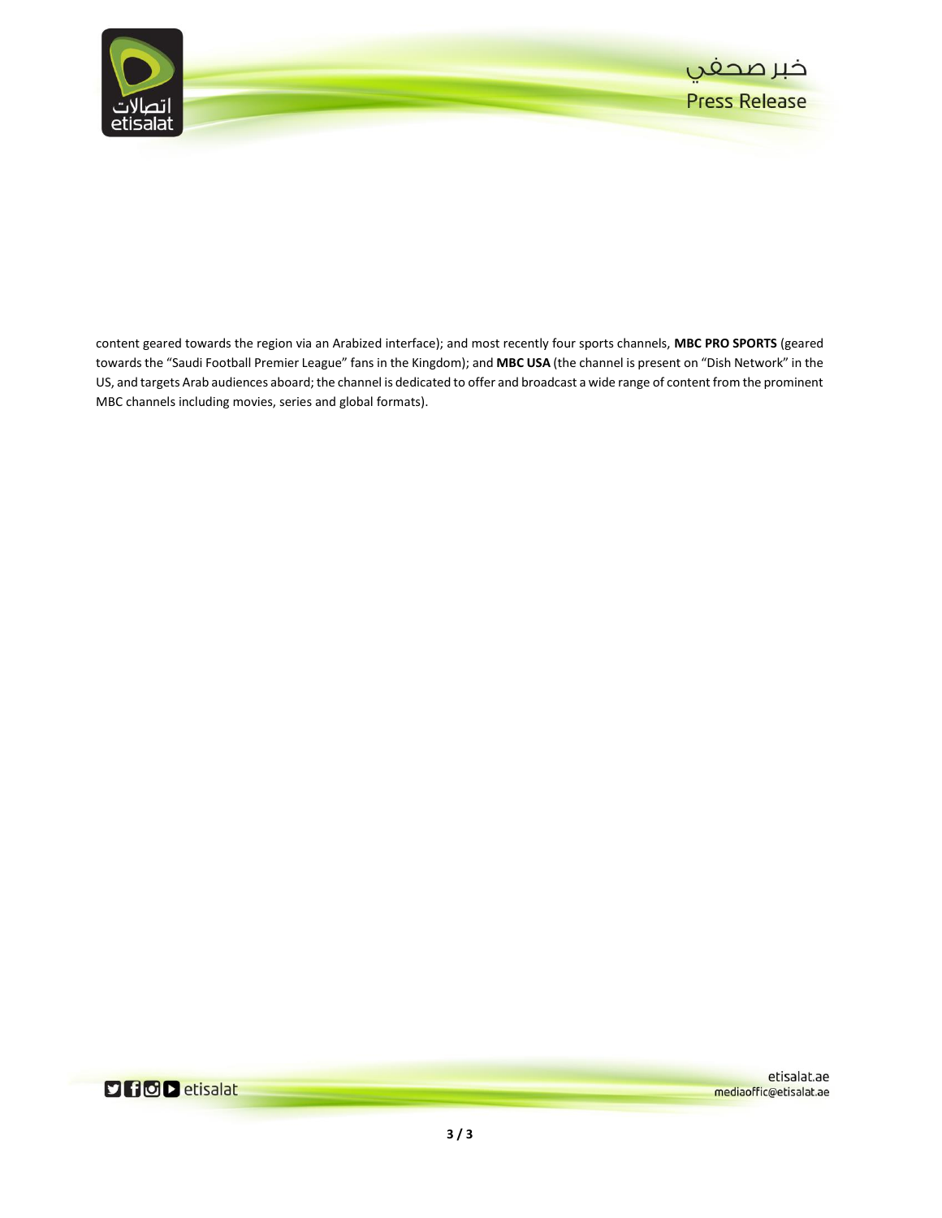content geared towards the region via an Arabized interface); and most recently four sports channels, **MBC PRO SPORTS** (geared towards the "Saudi Football Premier League" fans in the Kingdom); and **MBC USA** (the channel is present on "Dish Network" in the US, and targets Arab audiences aboard; the channel is dedicated to offer and broadcast a wide range of content from the prominent MBC channels including movies, series and global formats).